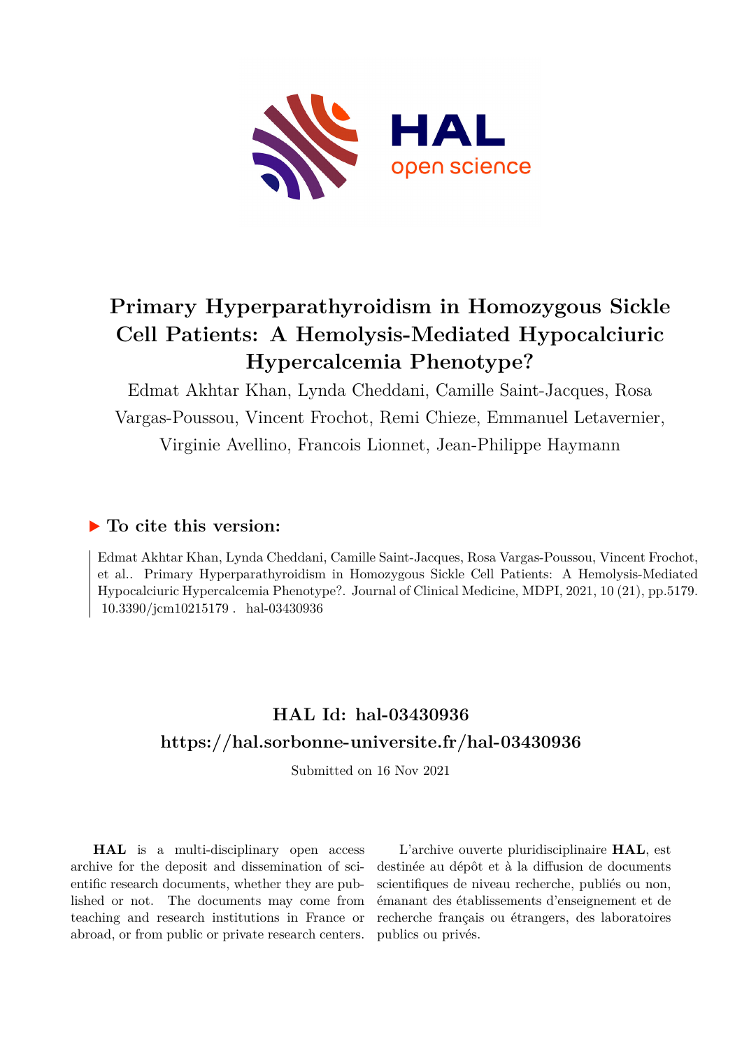# Primary Hyperparathyroidism in Homozygous Sickle Cell Patients: A Hemolysis-Mediated Hypocalciuric Hypercalcemia Phenotype?

Edmat Akhtar Khan, Lynda Cheddani, Camille Saint-Jacques, Rosa Vargas-Poussou, Vincent Frochot, Remi Chieze, Emmanuel Letavernier, Virginie Avellino, Francois Lionnet, Jean-Philippe Haymann

## ▶ To cite this version:

Edmat Akhtar Khan, Lynda Cheddani, Camille Saint-Jacques, Rosa Vargas-Poussou, Vincent Frochot, et al.. Primary Hyperparathyroidism in Homozygous Sickle Cell Patients: A Hemolysis-Mediated Hypocalciuric Hypercalcemia Phenotype?. Journal of Clinical Medicine, MDPI, 2021, 10 (21), pp.5179. 10.3390/jcm10215179 . hal-03430936

## HAL Id: hal-03430936
## https://hal.sorbonne-universite.fr/hal-03430936

Submitted on 16 Nov 2021

**HAL** is a multi-disciplinary open access archive for the deposit and dissemination of scientific research documents, whether they are published or not. The documents may come from teaching and research institutions in France or abroad, or from public or private research centers.

L'archive ouverte pluridisciplinaire **HAL**, est destinée au dépôt et à la diffusion de documents scientifiques de niveau recherche, publiés ou non, émanant des établissements d'enseignement et de recherche français ou étrangers, des laboratoires publics ou privés.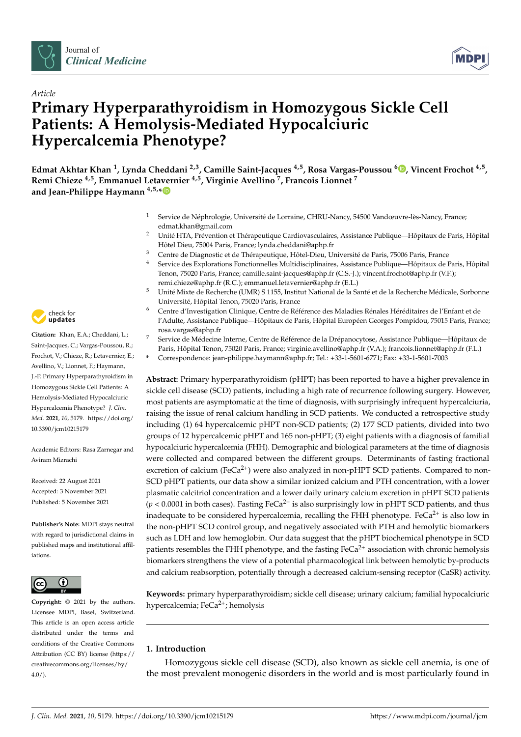Article

# Primary Hyperparathyroidism in Homozygous Sickle Cell Patients: A Hemolysis-Mediated Hypocalciuric Hypercalcemia Phenotype?

**Edmat Akhtar Khan [1], Lynda Cheddani [2,3], Camille Saint-Jacques [4,5], Rosa Vargas-Poussou [6], Vincent Frochot [4,5], Remi Chieze [4,5], Emmanuel Letavernier [4,5], Virginie Avellino [7], Francois Lionnet [7] and Jean-Philippe Haymann [4,5,*]**

1 Service de Néphrologie, Université de Lorraine, CHRU-Nancy, 54500 Vandœuvre-lès-Nancy, France; edmat.khan@gmail.com
2 Unité HTA, Prévention et Thérapeutique Cardiovasculaires, Assistance Publique—Hôpitaux de Paris, Hôpital Hôtel Dieu, 75004 Paris, France; lynda.cheddani@aphp.fr
3 Centre de Diagnostic et de Thérapeutique, Hôtel-Dieu, Université de Paris, 75006 Paris, France
4 Service des Explorations Fonctionnelles Multidisciplinaires, Assistance Publique—Hôpitaux de Paris, Hôpital Tenon, 75020 Paris, France; camille.saint-jacques@aphp.fr (C.S.-J.); vincent.frochot@aphp.fr (V.F.); remi.chieze@aphp.fr (R.C.); emmanuel.letavernier@aphp.fr (E.L.)
5 Unité Mixte de Recherche (UMR) S 1155, Institut National de la Santé et de la Recherche Médicale, Sorbonne Université, Hôpital Tenon, 75020 Paris, France
6 Centre d'Investigation Clinique, Centre de Référence des Maladies Rénales Héréditaires de l'Enfant et de l'Adulte, Assistance Publique—Hôpitaux de Paris, Hôpital Européen Georges Pompidou, 75015 Paris, France; rosa.vargas@aphp.fr
7 Service de Médecine Interne, Centre de Référence de la Drépanocytose, Assistance Publique—Hôpitaux de Paris, Hôpital Tenon, 75020 Paris, France; virginie.avellino@aphp.fr (V.A.); francois.lionnet@aphp.fr (F.L.)
* Correspondence: jean-philippe.haymann@aphp.fr; Tel.: +33-1-5601-6771; Fax: +33-1-5601-7003

**Citation:** Khan, E.A.; Cheddani, L.; Saint-Jacques, C.; Vargas-Poussou, R.; Frochot, V.; Chieze, R.; Letavernier, E.; Avellino, V.; Lionnet, F.; Haymann, J.-P. Primary Hyperparathyroidism in Homozygous Sickle Cell Patients: A Hemolysis-Mediated Hypocalciuric Hypercalcemia Phenotype? *J. Clin. Med.* **2021**, *10*, 5179. https://doi.org/10.3390/jcm10215179

Academic Editors: Rasa Zarnegar and Aviram Mizrachi

Received: 22 August 2021
Accepted: 3 November 2021
Published: 5 November 2021

**Publisher's Note:** MDPI stays neutral with regard to jurisdictional claims in published maps and institutional affiliations.

**Copyright:** © 2021 by the authors. Licensee MDPI, Basel, Switzerland. This article is an open access article distributed under the terms and conditions of the Creative Commons Attribution (CC BY) license (https://creativecommons.org/licenses/by/4.0/).

**Abstract:** Primary hyperparathyroidism (pHPT) has been reported to have a higher prevalence in sickle cell disease (SCD) patients, including a high rate of recurrence following surgery. However, most patients are asymptomatic at the time of diagnosis, with surprisingly infrequent hypercalciuria, raising the issue of renal calcium handling in SCD patients. We conducted a retrospective study including (1) 64 hypercalcemic pHPT non-SCD patients; (2) 177 SCD patients, divided into two groups of 12 hypercalcemic pHPT and 165 non-pHPT; (3) eight patients with a diagnosis of familial hypocalciuric hypercalcemia (FHH). Demographic and biological parameters at the time of diagnosis were collected and compared between the different groups. Determinants of fasting fractional excretion of calcium ($FeCa^{2+}$) were also analyzed in non-pHPT SCD patients. Compared to non-SCD pHPT patients, our data show a similar ionized calcium and PTH concentration, with a lower plasmatic calcitriol concentration and a lower daily urinary calcium excretion in pHPT SCD patients ($p < 0.0001$ in both cases). Fasting $FeCa^{2+}$ is also surprisingly low in pHPT SCD patients, and thus inadequate to be considered hypercalcemia, recalling the FHH phenotype. $FeCa^{2+}$ is also low in the non-pHPT SCD control group, and negatively associated with PTH and hemolytic biomarkers such as LDH and low hemoglobin. Our data suggest that the pHPT biochemical phenotype in SCD patients resembles the FHH phenotype, and the fasting $FeCa^{2+}$ association with chronic hemolysis biomarkers strengthens the view of a potential pharmacological link between hemolytic by-products and calcium reabsorption, potentially through a decreased calcium-sensing receptor (CaSR) activity.

**Keywords:** primary hyperparathyroidism; sickle cell disease; urinary calcium; familial hypocalciuric hypercalcemia; $FeCa^{2+}$; hemolysis

## 1. Introduction

Homozygous sickle cell disease (SCD), also known as sickle cell anemia, is one of the most prevalent monogenic disorders in the world and is most particularly found in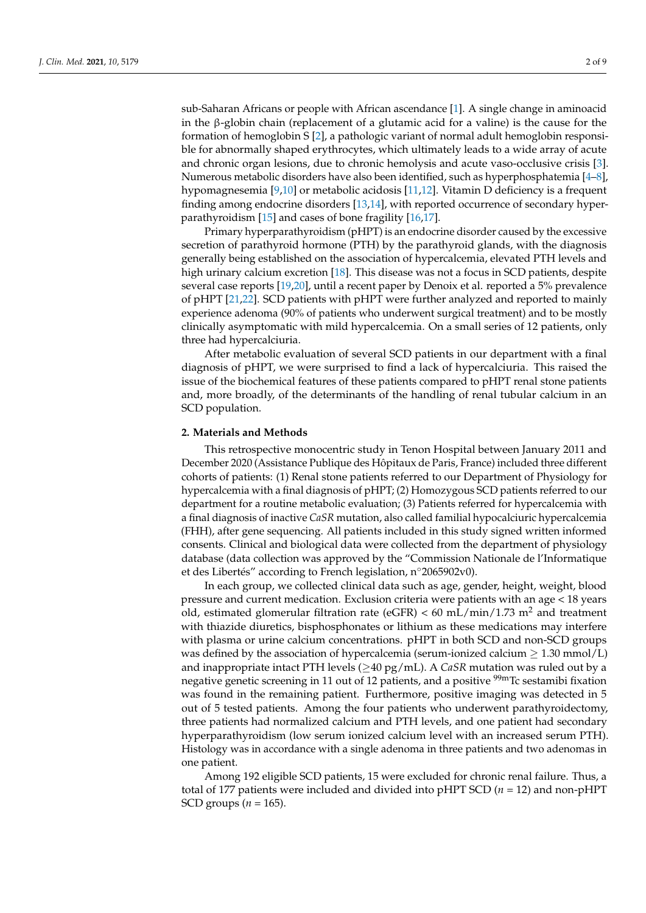sub-Saharan Africans or people with African ascendance [1]. A single change in aminoacid in the β-globin chain (replacement of a glutamic acid for a valine) is the cause for the formation of hemoglobin S [2], a pathologic variant of normal adult hemoglobin responsible for abnormally shaped erythrocytes, which ultimately leads to a wide array of acute and chronic organ lesions, due to chronic hemolysis and acute vaso-occlusive crisis [3]. Numerous metabolic disorders have also been identified, such as hyperphosphatemia [4–8], hypomagnesemia [9,10] or metabolic acidosis [11,12]. Vitamin D deficiency is a frequent finding among endocrine disorders [13,14], with reported occurrence of secondary hyperparathyroidism [15] and cases of bone fragility [16,17].

Primary hyperparathyroidism (pHPT) is an endocrine disorder caused by the excessive secretion of parathyroid hormone (PTH) by the parathyroid glands, with the diagnosis generally being established on the association of hypercalcemia, elevated PTH levels and high urinary calcium excretion [18]. This disease was not a focus in SCD patients, despite several case reports [19,20], until a recent paper by Denoix et al. reported a 5% prevalence of pHPT [21,22]. SCD patients with pHPT were further analyzed and reported to mainly experience adenoma (90% of patients who underwent surgical treatment) and to be mostly clinically asymptomatic with mild hypercalcemia. On a small series of 12 patients, only three had hypercalciuria.

After metabolic evaluation of several SCD patients in our department with a final diagnosis of pHPT, we were surprised to find a lack of hypercalciuria. This raised the issue of the biochemical features of these patients compared to pHPT renal stone patients and, more broadly, of the determinants of the handling of renal tubular calcium in an SCD population.

## 2. Materials and Methods

This retrospective monocentric study in Tenon Hospital between January 2011 and December 2020 (Assistance Publique des Hôpitaux de Paris, France) included three different cohorts of patients: (1) Renal stone patients referred to our Department of Physiology for hypercalcemia with a final diagnosis of pHPT; (2) Homozygous SCD patients referred to our department for a routine metabolic evaluation; (3) Patients referred for hypercalcemia with a final diagnosis of inactive *CaSR* mutation, also called familial hypocalciuric hypercalcemia (FHH), after gene sequencing. All patients included in this study signed written informed consents. Clinical and biological data were collected from the department of physiology database (data collection was approved by the "Commission Nationale de l'Informatique et des Libertés" according to French legislation, n°2065902v0).

In each group, we collected clinical data such as age, gender, height, weight, blood pressure and current medication. Exclusion criteria were patients with an age < 18 years old, estimated glomerular filtration rate (eGFR) < 60 mL/min/1.73 $m^2$ and treatment with thiazide diuretics, bisphosphonates or lithium as these medications may interfere with plasma or urine calcium concentrations. pHPT in both SCD and non-SCD groups was defined by the association of hypercalcemia (serum-ionized calcium ≥ 1.30 mmol/L) and inappropriate intact PTH levels (≥40 pg/mL). A *CaSR* mutation was ruled out by a negative genetic screening in 11 out of 12 patients, and a positive $^{99m}$Tc sestamibi fixation was found in the remaining patient. Furthermore, positive imaging was detected in 5 out of 5 tested patients. Among the four patients who underwent parathyroidectomy, three patients had normalized calcium and PTH levels, and one patient had secondary hyperparathyroidism (low serum ionized calcium level with an increased serum PTH). Histology was in accordance with a single adenoma in three patients and two adenomas in one patient.

Among 192 eligible SCD patients, 15 were excluded for chronic renal failure. Thus, a total of 177 patients were included and divided into pHPT SCD (*n* = 12) and non-pHPT SCD groups (*n* = 165).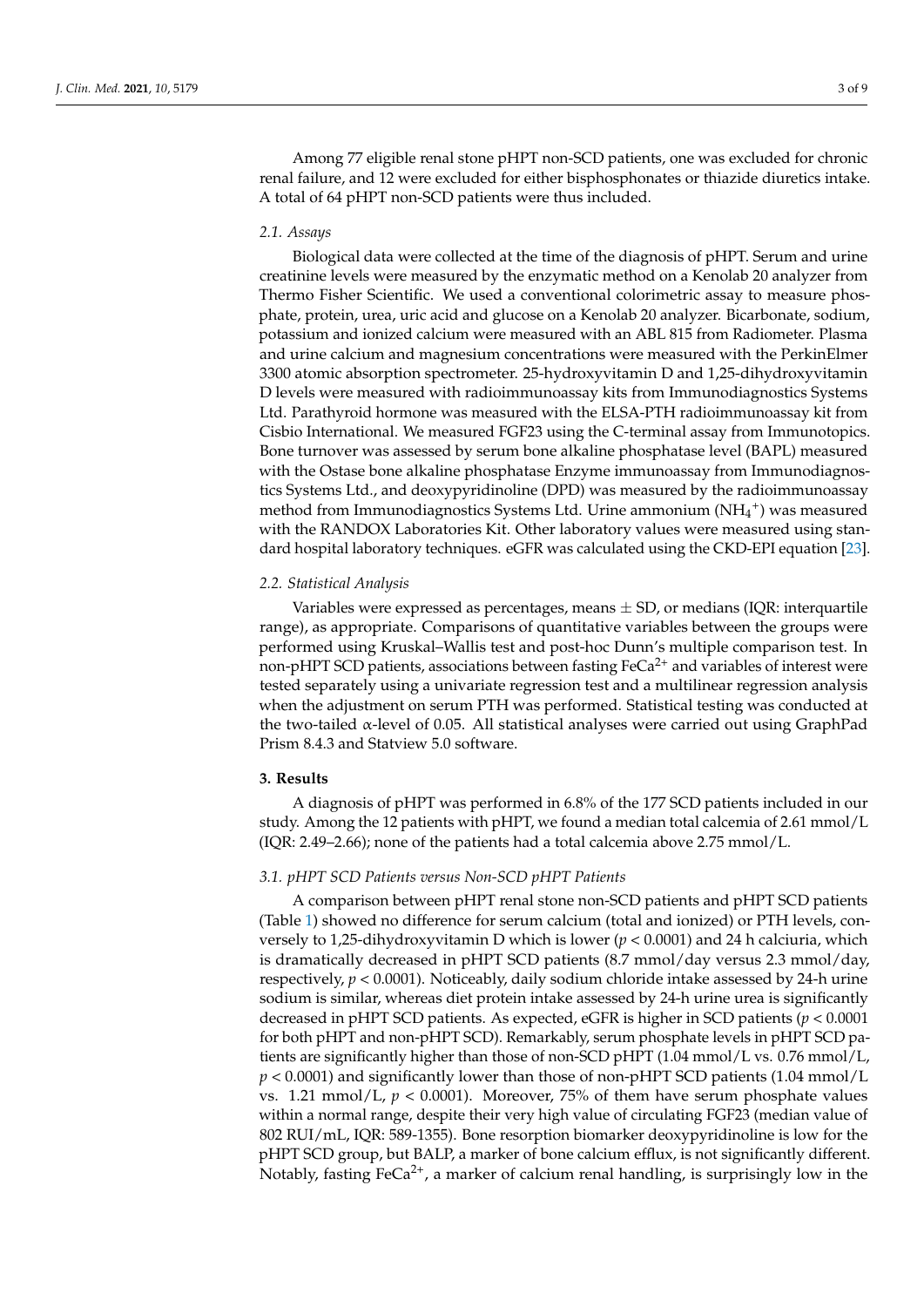Among 77 eligible renal stone pHPT non-SCD patients, one was excluded for chronic renal failure, and 12 were excluded for either bisphosphonates or thiazide diuretics intake. A total of 64 pHPT non-SCD patients were thus included.

### 2.1. Assays

Biological data were collected at the time of the diagnosis of pHPT. Serum and urine creatinine levels were measured by the enzymatic method on a Kenolab 20 analyzer from Thermo Fisher Scientific. We used a conventional colorimetric assay to measure phosphate, protein, urea, uric acid and glucose on a Kenolab 20 analyzer. Bicarbonate, sodium, potassium and ionized calcium were measured with an ABL 815 from Radiometer. Plasma and urine calcium and magnesium concentrations were measured with the PerkinElmer 3300 atomic absorption spectrometer. 25-hydroxyvitamin D and 1,25-dihydroxyvitamin D levels were measured with radioimmunoassay kits from Immunodiagnostics Systems Ltd. Parathyroid hormone was measured with the ELSA-PTH radioimmunoassay kit from Cisbio International. We measured FGF23 using the C-terminal assay from Immunotopics. Bone turnover was assessed by serum bone alkaline phosphatase level (BAPL) measured with the Ostase bone alkaline phosphatase Enzyme immunoassay from Immunodiagnostics Systems Ltd., and deoxypyridinoline (DPD) was measured by the radioimmunoassay method from Immunodiagnostics Systems Ltd. Urine ammonium ($NH_4^+$) was measured with the RANDOX Laboratories Kit. Other laboratory values were measured using standard hospital laboratory techniques. eGFR was calculated using the CKD-EPI equation [23].

### 2.2. Statistical Analysis

Variables were expressed as percentages, means ± SD, or medians (IQR: interquartile range), as appropriate. Comparisons of quantitative variables between the groups were performed using Kruskal–Wallis test and post-hoc Dunn's multiple comparison test. In non-pHPT SCD patients, associations between fasting $FeCa^{2+}$ and variables of interest were tested separately using a univariate regression test and a multilinear regression analysis when the adjustment on serum PTH was performed. Statistical testing was conducted at the two-tailed $\alpha$-level of 0.05. All statistical analyses were carried out using GraphPad Prism 8.4.3 and Statview 5.0 software.

## 3. Results

A diagnosis of pHPT was performed in 6.8% of the 177 SCD patients included in our study. Among the 12 patients with pHPT, we found a median total calcemia of 2.61 mmol/L (IQR: 2.49–2.66); none of the patients had a total calcemia above 2.75 mmol/L.

### 3.1. pHPT SCD Patients versus Non-SCD pHPT Patients

A comparison between pHPT renal stone non-SCD patients and pHPT SCD patients (Table 1) showed no difference for serum calcium (total and ionized) or PTH levels, conversely to 1,25-dihydroxyvitamin D which is lower ($p < 0.0001$) and 24 h calciuria, which is dramatically decreased in pHPT SCD patients (8.7 mmol/day versus 2.3 mmol/day, respectively, $p < 0.0001$). Noticeably, daily sodium chloride intake assessed by 24-h urine sodium is similar, whereas diet protein intake assessed by 24-h urine urea is significantly decreased in pHPT SCD patients. As expected, eGFR is higher in SCD patients ($p < 0.0001$ for both pHPT and non-pHPT SCD). Remarkably, serum phosphate levels in pHPT SCD patients are significantly higher than those of non-SCD pHPT (1.04 mmol/L vs. 0.76 mmol/L, $p < 0.0001$) and significantly lower than those of non-pHPT SCD patients (1.04 mmol/L vs. 1.21 mmol/L, $p < 0.0001$). Moreover, 75% of them have serum phosphate values within a normal range, despite their very high value of circulating FGF23 (median value of 802 RUI/mL, IQR: 589-1355). Bone resorption biomarker deoxypyridinoline is low for the pHPT SCD group, but BALP, a marker of bone calcium efflux, is not significantly different. Notably, fasting $FeCa^{2+}$, a marker of calcium renal handling, is surprisingly low in the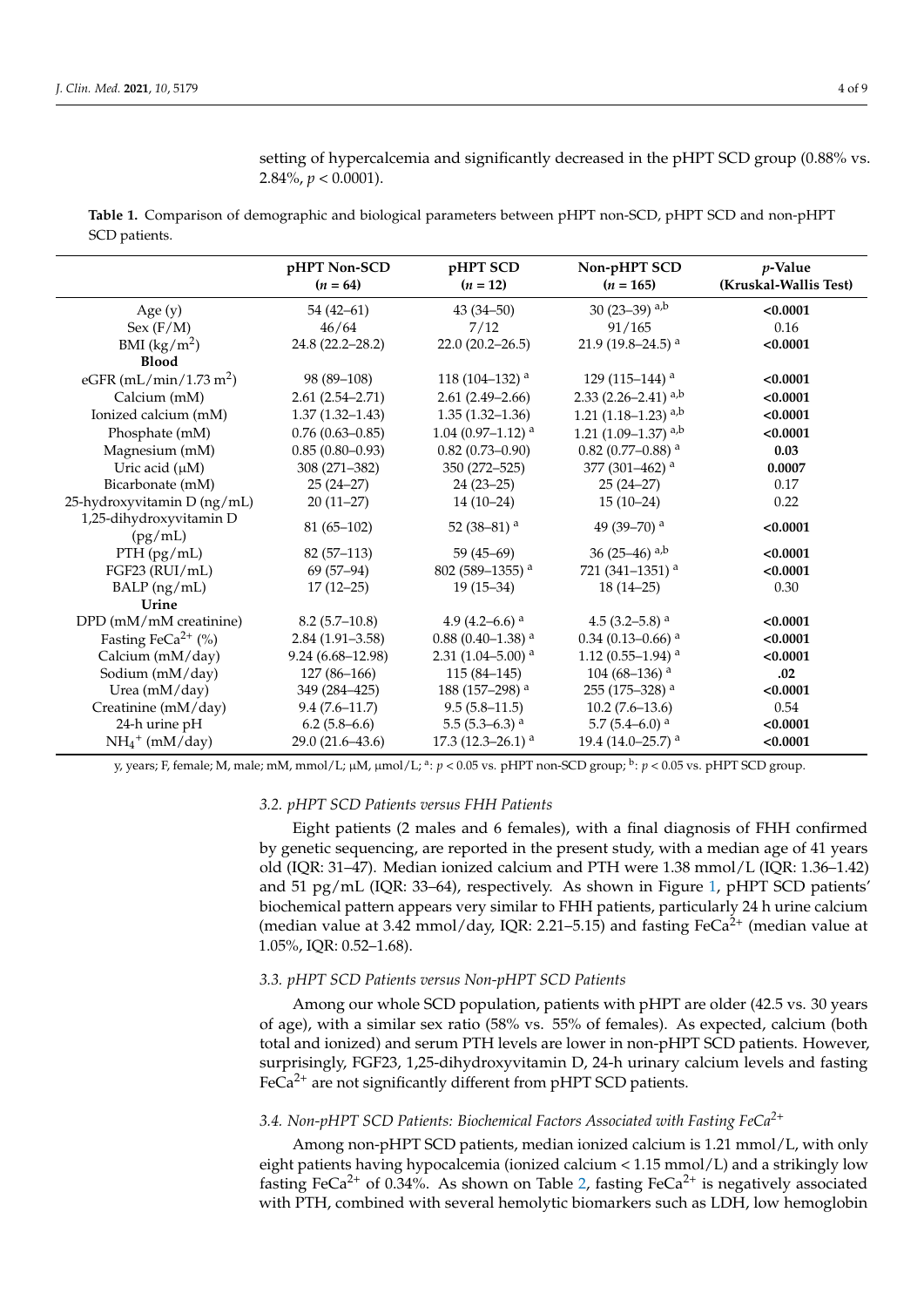setting of hypercalcemia and significantly decreased in the pHPT SCD group (0.88% vs. 2.84%, $p < 0.0001$).

**Table 1.** Comparison of demographic and biological parameters between pHPT non-SCD, pHPT SCD and non-pHPT SCD patients.

| | pHPT Non-SCD ($n = 64$) | pHPT SCD ($n = 12$) | Non-pHPT SCD ($n = 165$) | $p$-Value (Kruskal-Wallis Test) |
|---|---|---|---|---|
| Age (y) | 54 (42–61) | 43 (34–50) | 30 (23–39) [a,b] | **<0.0001** |
| Sex (F/M) | 46/64 | 7/12 | 91/165 | 0.16 |
| BMI (kg/m$^2$) | 24.8 (22.2–28.2) | 22.0 (20.2–26.5) | 21.9 (19.8–24.5) [a] | **<0.0001** |
| **Blood** | | | | |
| eGFR (mL/min/1.73 m$^2$) | 98 (89–108) | 118 (104–132) [a] | 129 (115–144) [a] | **<0.0001** |
| Calcium (mM) | 2.61 (2.54–2.71) | 2.61 (2.49–2.66) | 2.33 (2.26–2.41) [a,b] | **<0.0001** |
| Ionized calcium (mM) | 1.37 (1.32–1.43) | 1.35 (1.32–1.36) | 1.21 (1.18–1.23) [a,b] | **<0.0001** |
| Phosphate (mM) | 0.76 (0.63–0.85) | 1.04 (0.97–1.12) [a] | 1.21 (1.09–1.37) [a,b] | **<0.0001** |
| Magnesium (mM) | 0.85 (0.80–0.93) | 0.82 (0.73–0.90) | 0.82 (0.77–0.88) [a] | **0.03** |
| Uric acid (μM) | 308 (271–382) | 350 (272–525) | 377 (301–462) [a] | **0.0007** |
| Bicarbonate (mM) | 25 (24–27) | 24 (23–25) | 25 (24–27) | 0.17 |
| 25-hydroxyvitamin D (ng/mL) | 20 (11–27) | 14 (10–24) | 15 (10–24) | 0.22 |
| 1,25-dihydroxyvitamin D (pg/mL) | 81 (65–102) | 52 (38–81) [a] | 49 (39–70) [a] | **<0.0001** |
| PTH (pg/mL) | 82 (57–113) | 59 (45–69) | 36 (25–46) [a,b] | **<0.0001** |
| FGF23 (RUI/mL) | 69 (57–94) | 802 (589–1355) [a] | 721 (341–1351) [a] | **<0.0001** |
| BALP (ng/mL) | 17 (12–25) | 19 (15–34) | 18 (14–25) | 0.30 |
| **Urine** | | | | |
| DPD (mM/mM creatinine) | 8.2 (5.7–10.8) | 4.9 (4.2–6.6) [a] | 4.5 (3.2–5.8) [a] | **<0.0001** |
| Fasting FeCa$^{2+}$ (%) | 2.84 (1.91–3.58) | 0.88 (0.40–1.38) [a] | 0.34 (0.13–0.66) [a] | **<0.0001** |
| Calcium (mM/day) | 9.24 (6.68–12.98) | 2.31 (1.04–5.00) [a] | 1.12 (0.55–1.94) [a] | **<0.0001** |
| Sodium (mM/day) | 127 (86–166) | 115 (84–145) | 104 (68–136) [a] | **.02** |
| Urea (mM/day) | 349 (284–425) | 188 (157–298) [a] | 255 (175–328) [a] | **<0.0001** |
| Creatinine (mM/day) | 9.4 (7.6–11.7) | 9.5 (5.8–11.5) | 10.2 (7.6–13.6) | 0.54 |
| 24-h urine pH | 6.2 (5.8–6.6) | 5.5 (5.3–6.3) [a] | 5.7 (5.4–6.0) [a] | **<0.0001** |
| $NH_4^+$ (mM/day) | 29.0 (21.6–43.6) | 17.3 (12.3–26.1) [a] | 19.4 (14.0–25.7) [a] | **<0.0001** |

y, years; F, female; M, male; mM, mmol/L; μM, μmol/L; [a]: $p < 0.05$ vs. pHPT non-SCD group; [b]: $p < 0.05$ vs. pHPT SCD group.

### *3.2. pHPT SCD Patients versus FHH Patients*

Eight patients (2 males and 6 females), with a final diagnosis of FHH confirmed by genetic sequencing, are reported in the present study, with a median age of 41 years old (IQR: 31–47). Median ionized calcium and PTH were 1.38 mmol/L (IQR: 1.36–1.42) and 51 pg/mL (IQR: 33–64), respectively. As shown in Figure 1, pHPT SCD patients' biochemical pattern appears very similar to FHH patients, particularly 24 h urine calcium (median value at 3.42 mmol/day, IQR: 2.21–5.15) and fasting FeCa$^{2+}$ (median value at 1.05%, IQR: 0.52–1.68).

### *3.3. pHPT SCD Patients versus Non-pHPT SCD Patients*

Among our whole SCD population, patients with pHPT are older (42.5 vs. 30 years of age), with a similar sex ratio (58% vs. 55% of females). As expected, calcium (both total and ionized) and serum PTH levels are lower in non-pHPT SCD patients. However, surprisingly, FGF23, 1,25-dihydroxyvitamin D, 24-h urinary calcium levels and fasting FeCa$^{2+}$ are not significantly different from pHPT SCD patients.

### *3.4. Non-pHPT SCD Patients: Biochemical Factors Associated with Fasting FeCa$^{2+}$*

Among non-pHPT SCD patients, median ionized calcium is 1.21 mmol/L, with only eight patients having hypocalcemia (ionized calcium < 1.15 mmol/L) and a strikingly low fasting FeCa$^{2+}$ of 0.34%. As shown on Table 2, fasting FeCa$^{2+}$ is negatively associated with PTH, combined with several hemolytic biomarkers such as LDH, low hemoglobin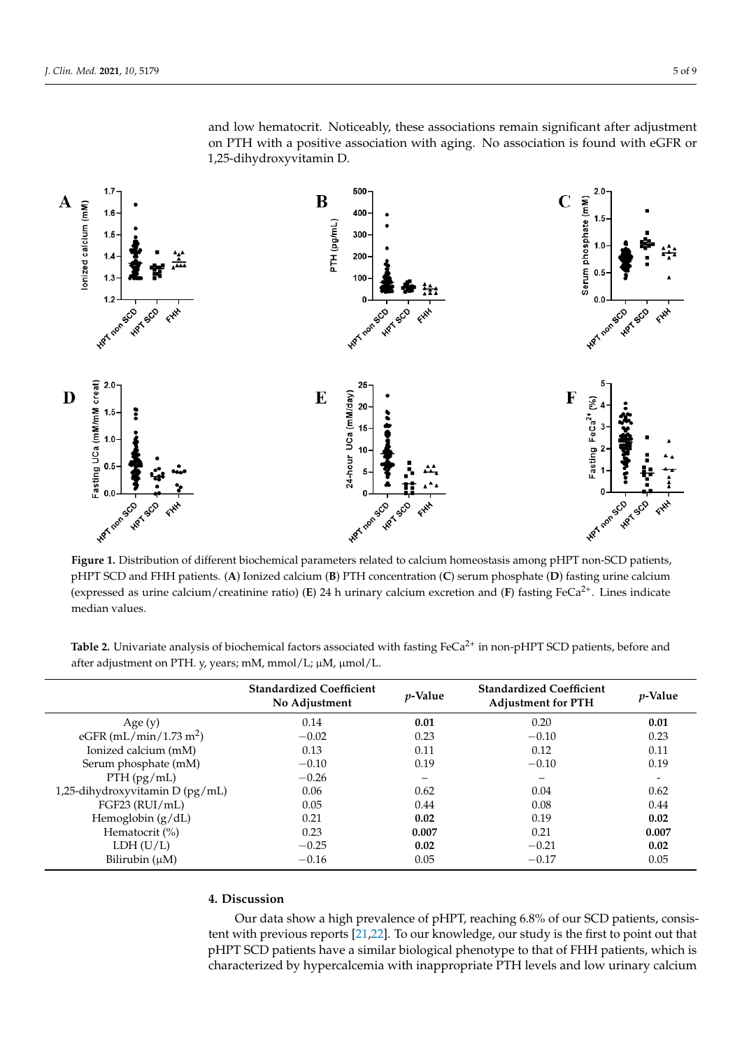and low hematocrit. Noticeably, these associations remain significant after adjustment on PTH with a positive association with aging. No association is found with eGFR or 1,25-dihydroxyvitamin D.

**Figure 1.** Distribution of different biochemical parameters related to calcium homeostasis among pHPT non-SCD patients, pHPT SCD and FHH patients. (**A**) Ionized calcium (**B**) PTH concentration (**C**) serum phosphate (**D**) fasting urine calcium (expressed as urine calcium/creatinine ratio) (**E**) 24 h urinary calcium excretion and (**F**) fasting $FeCa^{2+}$. Lines indicate median values.

**Table 2.** Univariate analysis of biochemical factors associated with fasting $FeCa^{2+}$ in non-pHPT SCD patients, before and after adjustment on PTH. y, years; mM, mmol/L; μM, μmol/L.

| | Standardized Coefficient No Adjustment | *p*-Value | Standardized Coefficient Adjustment for PTH | *p*-Value |
|---|---|---|---|---|
| Age (y) | 0.14 | **0.01** | 0.20 | **0.01** |
| eGFR (mL/min/1.73 $m^2$) | −0.02 | 0.23 | −0.10 | 0.23 |
| Ionized calcium (mM) | 0.13 | 0.11 | 0.12 | 0.11 |
| Serum phosphate (mM) | −0.10 | 0.19 | −0.10 | 0.19 |
| PTH (pg/mL) | −0.26 | – | – | - |
| 1,25-dihydroxyvitamin D (pg/mL) | 0.06 | 0.62 | 0.04 | 0.62 |
| FGF23 (RUI/mL) | 0.05 | 0.44 | 0.08 | 0.44 |
| Hemoglobin (g/dL) | 0.21 | **0.02** | 0.19 | **0.02** |
| Hematocrit (%) | 0.23 | **0.007** | 0.21 | **0.007** |
| LDH (U/L) | −0.25 | **0.02** | −0.21 | **0.02** |
| Bilirubin (μM) | −0.16 | 0.05 | −0.17 | 0.05 |

## 4. Discussion

Our data show a high prevalence of pHPT, reaching 6.8% of our SCD patients, consistent with previous reports [21,22]. To our knowledge, our study is the first to point out that pHPT SCD patients have a similar biological phenotype to that of FHH patients, which is characterized by hypercalcemia with inappropriate PTH levels and low urinary calcium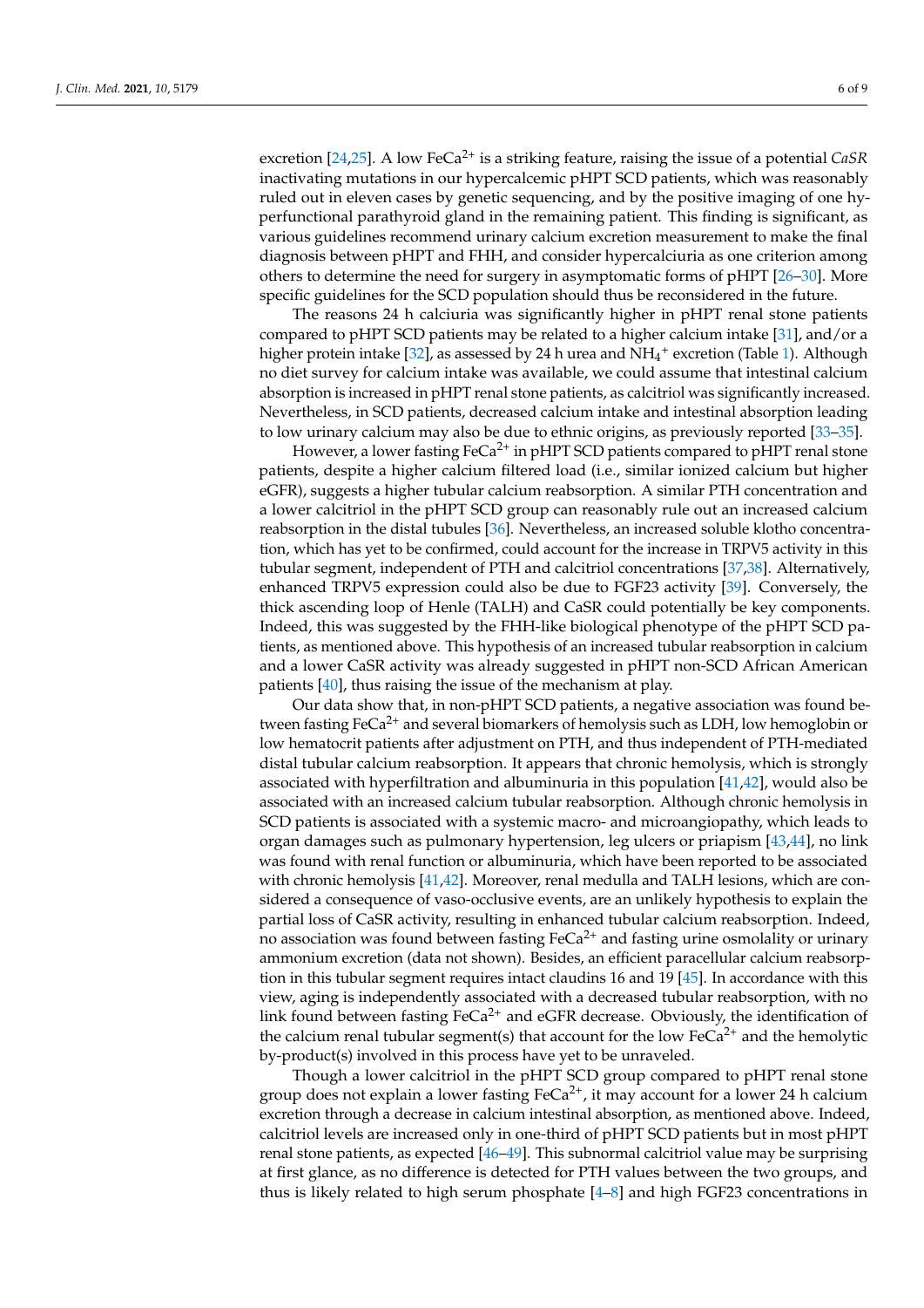excretion [24,25]. A low $FeCa^{2+}$ is a striking feature, raising the issue of a potential *CaSR* inactivating mutations in our hypercalcemic pHPT SCD patients, which was reasonably ruled out in eleven cases by genetic sequencing, and by the positive imaging of one hyperfunctional parathyroid gland in the remaining patient. This finding is significant, as various guidelines recommend urinary calcium excretion measurement to make the final diagnosis between pHPT and FHH, and consider hypercalciuria as one criterion among others to determine the need for surgery in asymptomatic forms of pHPT [26–30]. More specific guidelines for the SCD population should thus be reconsidered in the future.

The reasons 24 h calciuria was significantly higher in pHPT renal stone patients compared to pHPT SCD patients may be related to a higher calcium intake [31], and/or a higher protein intake [32], as assessed by 24 h urea and $NH_4^+$ excretion (Table 1). Although no diet survey for calcium intake was available, we could assume that intestinal calcium absorption is increased in pHPT renal stone patients, as calcitriol was significantly increased. Nevertheless, in SCD patients, decreased calcium intake and intestinal absorption leading to low urinary calcium may also be due to ethnic origins, as previously reported [33–35].

However, a lower fasting $FeCa^{2+}$ in pHPT SCD patients compared to pHPT renal stone patients, despite a higher calcium filtered load (i.e., similar ionized calcium but higher eGFR), suggests a higher tubular calcium reabsorption. A similar PTH concentration and a lower calcitriol in the pHPT SCD group can reasonably rule out an increased calcium reabsorption in the distal tubules [36]. Nevertheless, an increased soluble klotho concentration, which has yet to be confirmed, could account for the increase in TRPV5 activity in this tubular segment, independent of PTH and calcitriol concentrations [37,38]. Alternatively, enhanced TRPV5 expression could also be due to FGF23 activity [39]. Conversely, the thick ascending loop of Henle (TALH) and CaSR could potentially be key components. Indeed, this was suggested by the FHH-like biological phenotype of the pHPT SCD patients, as mentioned above. This hypothesis of an increased tubular reabsorption in calcium and a lower CaSR activity was already suggested in pHPT non-SCD African American patients [40], thus raising the issue of the mechanism at play.

Our data show that, in non-pHPT SCD patients, a negative association was found between fasting $FeCa^{2+}$ and several biomarkers of hemolysis such as LDH, low hemoglobin or low hematocrit patients after adjustment on PTH, and thus independent of PTH-mediated distal tubular calcium reabsorption. It appears that chronic hemolysis, which is strongly associated with hyperfiltration and albuminuria in this population [41,42], would also be associated with an increased calcium tubular reabsorption. Although chronic hemolysis in SCD patients is associated with a systemic macro- and microangiopathy, which leads to organ damages such as pulmonary hypertension, leg ulcers or priapism [43,44], no link was found with renal function or albuminuria, which have been reported to be associated with chronic hemolysis [41,42]. Moreover, renal medulla and TALH lesions, which are considered a consequence of vaso-occlusive events, are an unlikely hypothesis to explain the partial loss of CaSR activity, resulting in enhanced tubular calcium reabsorption. Indeed, no association was found between fasting $FeCa^{2+}$ and fasting urine osmolality or urinary ammonium excretion (data not shown). Besides, an efficient paracellular calcium reabsorption in this tubular segment requires intact claudins 16 and 19 [45]. In accordance with this view, aging is independently associated with a decreased tubular reabsorption, with no link found between fasting $FeCa^{2+}$ and eGFR decrease. Obviously, the identification of the calcium renal tubular segment(s) that account for the low $FeCa^{2+}$ and the hemolytic by-product(s) involved in this process have yet to be unraveled.

Though a lower calcitriol in the pHPT SCD group compared to pHPT renal stone group does not explain a lower fasting $FeCa^{2+}$, it may account for a lower 24 h calcium excretion through a decrease in calcium intestinal absorption, as mentioned above. Indeed, calcitriol levels are increased only in one-third of pHPT SCD patients but in most pHPT renal stone patients, as expected [46–49]. This subnormal calcitriol value may be surprising at first glance, as no difference is detected for PTH values between the two groups, and thus is likely related to high serum phosphate [4–8] and high FGF23 concentrations in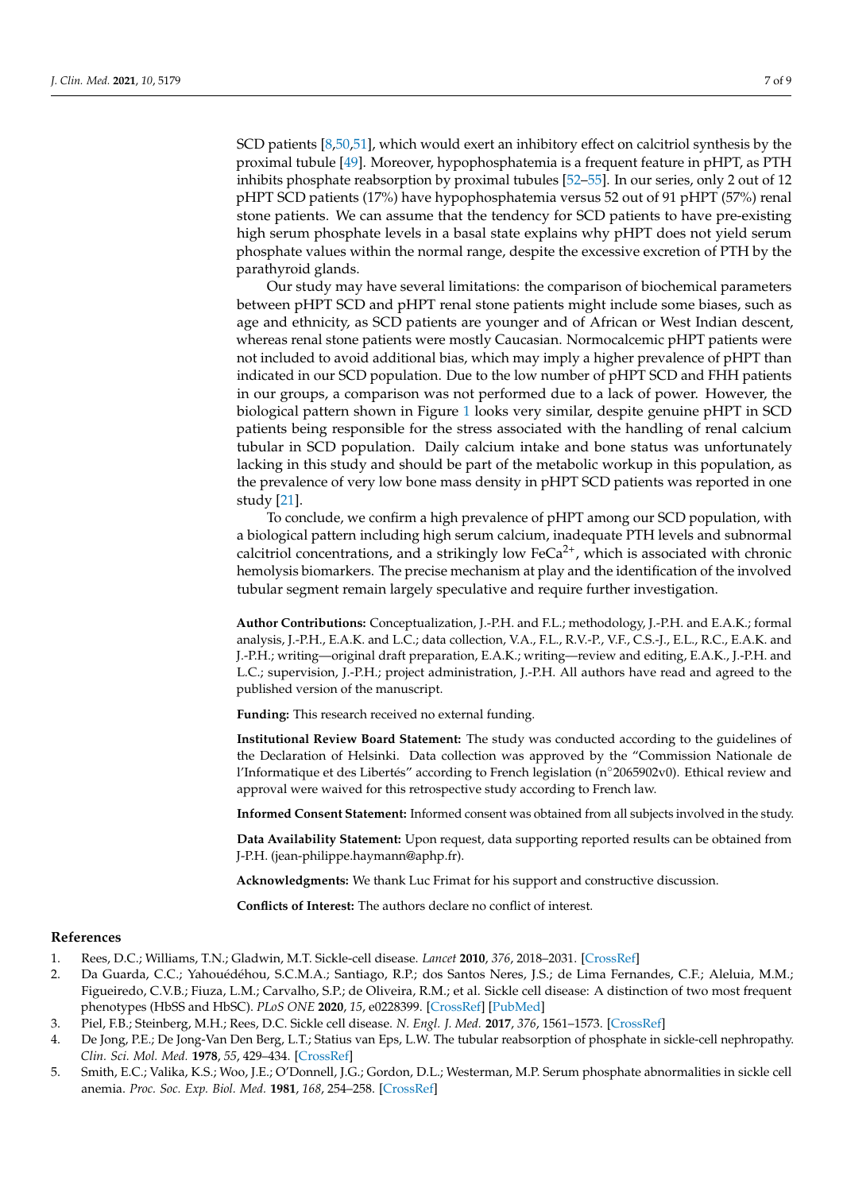SCD patients [8,50,51], which would exert an inhibitory effect on calcitriol synthesis by the proximal tubule [49]. Moreover, hypophosphatemia is a frequent feature in pPHT, as PTH inhibits phosphate reabsorption by proximal tubules [52–55]. In our series, only 2 out of 12 pPHT SCD patients (17%) have hypophosphatemia versus 52 out of 91 pPHT (57%) renal stone patients. We can assume that the tendency for SCD patients to have pre-existing high serum phosphate levels in a basal state explains why pPHT does not yield serum phosphate values within the normal range, despite the excessive excretion of PTH by the parathyroid glands.

Our study may have several limitations: the comparison of biochemical parameters between pPHT SCD and pPHT renal stone patients might include some biases, such as age and ethnicity, as SCD patients are younger and of African or West Indian descent, whereas renal stone patients were mostly Caucasian. Normocalcemic pPHT patients were not included to avoid additional bias, which may imply a higher prevalence of pPHT than indicated in our SCD population. Due to the low number of pPHT SCD and FHH patients in our groups, a comparison was not performed due to a lack of power. However, the biological pattern shown in Figure 1 looks very similar, despite genuine pPHT in SCD patients being responsible for the stress associated with the handling of renal calcium tubular in SCD population. Daily calcium intake and bone status was unfortunately lacking in this study and should be part of the metabolic workup in this population, as the prevalence of very low bone mass density in pPHT SCD patients was reported in one study [21].

To conclude, we confirm a high prevalence of pPHT among our SCD population, with a biological pattern including high serum calcium, inadequate PTH levels and subnormal calcitriol concentrations, and a strikingly low $FeCa^{2+}$, which is associated with chronic hemolysis biomarkers. The precise mechanism at play and the identification of the involved tubular segment remain largely speculative and require further investigation.

**Author Contributions:** Conceptualization, J.-P.H. and F.L.; methodology, J.-P.H. and E.A.K.; formal analysis, J.-P.H., E.A.K. and L.C.; data collection, V.A., F.L., R.V.-P., V.F., C.S.-J., E.L., R.C., E.A.K. and J.-P.H.; writing—original draft preparation, E.A.K.; writing—review and editing, E.A.K., J.-P.H. and L.C.; supervision, J.-P.H.; project administration, J.-P.H. All authors have read and agreed to the published version of the manuscript.

**Funding:** This research received no external funding.

**Institutional Review Board Statement:** The study was conducted according to the guidelines of the Declaration of Helsinki. Data collection was approved by the "Commission Nationale de l'Informatique et des Libertés" according to French legislation (n°2065902v0). Ethical review and approval were waived for this retrospective study according to French law.

**Informed Consent Statement:** Informed consent was obtained from all subjects involved in the study.

**Data Availability Statement:** Upon request, data supporting reported results can be obtained from J-P.H. (jean-philippe.haymann@aphp.fr).

**Acknowledgments:** We thank Luc Frimat for his support and constructive discussion.

**Conflicts of Interest:** The authors declare no conflict of interest.

## References

1. Rees, D.C.; Williams, T.N.; Gladwin, M.T. Sickle-cell disease. *Lancet* **2010**, *376*, 2018–2031. [CrossRef]
2. Da Guarda, C.C.; Yahouédéhou, S.C.M.A.; Santiago, R.P.; dos Santos Neres, J.S.; de Lima Fernandes, C.F.; Aleluia, M.M.; Figueiredo, C.V.B.; Fiuza, L.M.; Carvalho, S.P.; de Oliveira, R.M.; et al. Sickle cell disease: A distinction of two most frequent phenotypes (HbSS and HbSC). *PLoS ONE* **2020**, *15*, e0228399. [CrossRef] [PubMed]
3. Piel, F.B.; Steinberg, M.H.; Rees, D.C. Sickle cell disease. *N. Engl. J. Med.* **2017**, *376*, 1561–1573. [CrossRef]
4. De Jong, P.E.; De Jong-Van Den Berg, L.T.; Statius van Eps, L.W. The tubular reabsorption of phosphate in sickle-cell nephropathy. *Clin. Sci. Mol. Med.* **1978**, *55*, 429–434. [CrossRef]
5. Smith, E.C.; Valika, K.S.; Woo, J.E.; O'Donnell, J.G.; Gordon, D.L.; Westerman, M.P. Serum phosphate abnormalities in sickle cell anemia. *Proc. Soc. Exp. Biol. Med.* **1981**, *168*, 254–258. [CrossRef]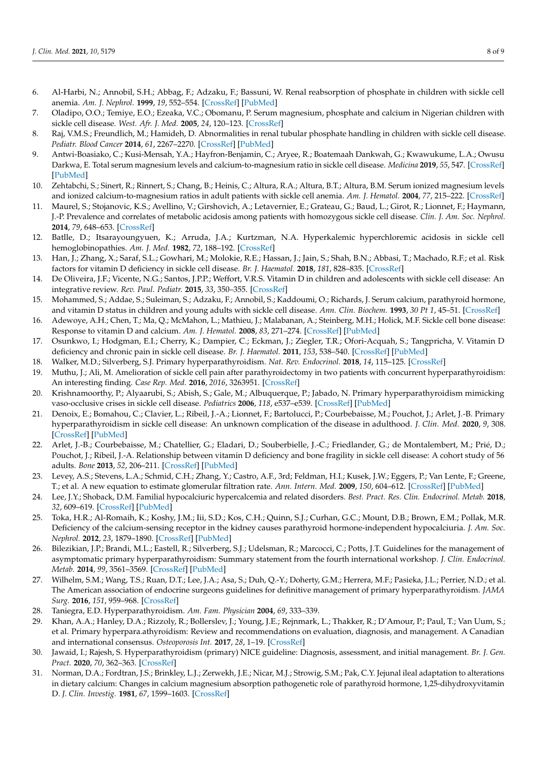6. Al-Harbi, N.; Annobil, S.H.; Abbag, F.; Adzaku, F.; Bassuni, W. Renal reabsorption of phosphate in children with sickle cell anemia. *Am. J. Nephrol.* **1999**, *19*, 552–554. [CrossRef] [PubMed]
7. Oladipo, O.O.; Temiye, E.O.; Ezeaka, V.C.; Obomanu, P. Serum magnesium, phosphate and calcium in Nigerian children with sickle cell disease. *West. Afr. J. Med.* **2005**, *24*, 120–123. [CrossRef]
8. Raj, V.M.S.; Freundlich, M.; Hamideh, D. Abnormalities in renal tubular phosphate handling in children with sickle cell disease. *Pediatr. Blood Cancer* **2014**, *61*, 2267–2270. [CrossRef] [PubMed]
9. Antwi-Boasiako, C.; Kusi-Mensah, Y.A.; Hayfron-Benjamin, C.; Aryee, R.; Boatemaah Dankwah, G.; Kwawukume, L.A.; Owusu Darkwa, E. Total serum magnesium levels and calcium-to-magnesium ratio in sickle cell disease. *Medicina* **2019**, *55*, 547. [CrossRef] [PubMed]
10. Zehtabchi, S.; Sinert, R.; Rinnert, S.; Chang, B.; Heinis, C.; Altura, R.A.; Altura, B.T.; Altura, B.M. Serum ionized magnesium levels and ionized calcium-to-magnesium ratios in adult patients with sickle cell anemia. *Am. J. Hematol.* **2004**, *77*, 215–222. [CrossRef]
11. Maurel, S.; Stojanovic, K.S.; Avellino, V.; Girshovich, A.; Letavernier, E.; Grateau, G.; Baud, L.; Girot, R.; Lionnet, F.; Haymann, J.-P. Prevalence and correlates of metabolic acidosis among patients with homozygous sickle cell disease. *Clin. J. Am. Soc. Nephrol.* **2014**, *79*, 648–653. [CrossRef]
12. Batlle, D.; Itsarayoungyuen, K.; Arruda, J.A.; Kurtzman, N.A. Hyperkalemic hyperchloremic acidosis in sickle cell hemoglobinopathies. *Am. J. Med.* **1982**, *72*, 188–192. [CrossRef]
13. Han, J.; Zhang, X.; Saraf, S.L.; Gowhari, M.; Molokie, R.E.; Hassan, J.; Jain, S.; Shah, B.N.; Abbasi, T.; Machado, R.F.; et al. Risk factors for vitamin D deficiency in sickle cell disease. *Br. J. Haematol.* **2018**, *181*, 828–835. [CrossRef]
14. De Oliveira, J.F.; Vicente, N.G.; Santos, J.P.P.; Weffort, V.R.S. Vitamin D in children and adolescents with sickle cell disease: An integrative review. *Rev. Paul. Pediatr.* **2015**, *33*, 350–355. [CrossRef]
15. Mohammed, S.; Addae, S.; Suleiman, S.; Adzaku, F.; Annobil, S.; Kaddoumi, O.; Richards, J. Serum calcium, parathyroid hormone, and vitamin D status in children and young adults with sickle cell disease. *Ann. Clin. Biochem.* **1993**, *30 Pt 1*, 45–51. [CrossRef]
16. Adewoye, A.H.; Chen, T.; Ma, Q.; McMahon, L.; Mathieu, J.; Malabanan, A.; Steinberg, M.H.; Holick, M.F. Sickle cell bone disease: Response to vitamin D and calcium. *Am. J. Hematol.* **2008**, *83*, 271–274. [CrossRef] [PubMed]
17. Osunkwo, I.; Hodgman, E.I.; Cherry, K.; Dampier, C.; Eckman, J.; Ziegler, T.R.; Ofori-Acquah, S.; Tangpricha, V. Vitamin D deficiency and chronic pain in sickle cell disease. *Br. J. Haematol.* **2011**, *153*, 538–540. [CrossRef] [PubMed]
18. Walker, M.D.; Silverberg, S.J. Primary hyperparathyroidism. *Nat. Rev. Endocrinol.* **2018**, *14*, 115–125. [CrossRef]
19. Muthu, J.; Ali, M. Amelioration of sickle cell pain after parathyroidectomy in two patients with concurrent hyperparathyroidism: An interesting finding. *Case Rep. Med.* **2016**, *2016*, 3263951. [CrossRef]
20. Krishnamoorthy, P.; Alyaarubi, S.; Abish, S.; Gale, M.; Albuquerque, P.; Jabado, N. Primary hyperparathyroidism mimicking vaso-occlusive crises in sickle cell disease. *Pediatrics* **2006**, *118*, e537–e539. [CrossRef] [PubMed]
21. Denoix, E.; Bomahou, C.; Clavier, L.; Ribeil, J.-A.; Lionnet, F.; Bartolucci, P.; Courbebaisse, M.; Pouchot, J.; Arlet, J.-B. Primary hyperparathyroidism in sickle cell disease: An unknown complication of the disease in adulthood. *J. Clin. Med.* **2020**, *9*, 308. [CrossRef] [PubMed]
22. Arlet, J.-B.; Courbebaisse, M.; Chatellier, G.; Eladari, D.; Souberbielle, J.-C.; Friedlander, G.; de Montalembert, M.; Prié, D.; Pouchot, J.; Ribeil, J.-A. Relationship between vitamin D deficiency and bone fragility in sickle cell disease: A cohort study of 56 adults. *Bone* **2013**, *52*, 206–211. [CrossRef] [PubMed]
23. Levey, A.S.; Stevens, L.A.; Schmid, C.H.; Zhang, Y.; Castro, A.F., 3rd; Feldman, H.I.; Kusek, J.W.; Eggers, P.; Van Lente, F.; Greene, T.; et al. A new equation to estimate glomerular filtration rate. *Ann. Intern. Med.* **2009**, *150*, 604–612. [CrossRef] [PubMed]
24. Lee, J.Y.; Shoback, D.M. Familial hypocalciuric hypercalcemia and related disorders. *Best. Pract. Res. Clin. Endocrinol. Metab.* **2018**, *32*, 609–619. [CrossRef] [PubMed]
25. Toka, H.R.; Al-Romaih, K.; Koshy, J.M.; Iii, S.D.; Kos, C.H.; Quinn, S.J.; Curhan, G.C.; Mount, D.B.; Brown, E.M.; Pollak, M.R. Deficiency of the calcium-sensing receptor in the kidney causes parathyroid hormone-independent hypocalciuria. *J. Am. Soc. Nephrol.* **2012**, *23*, 1879–1890. [CrossRef] [PubMed]
26. Bilezikian, J.P.; Brandi, M.L.; Eastell, R.; Silverberg, S.J.; Udelsman, R.; Marcocci, C.; Potts, J.T. Guidelines for the management of asymptomatic primary hyperparathyroidism: Summary statement from the fourth international workshop. *J. Clin. Endocrinol. Metab.* **2014**, *99*, 3561–3569. [CrossRef] [PubMed]
27. Wilhelm, S.M.; Wang, T.S.; Ruan, D.T.; Lee, J.A.; Asa, S.; Duh, Q.-Y.; Doherty, G.M.; Herrera, M.F.; Pasieka, J.L.; Perrier, N.D.; et al. The American association of endocrine surgeons guidelines for definitive management of primary hyperparathyroidism. *JAMA Surg.* **2016**, *151*, 959–968. [CrossRef]
28. Taniegra, E.D. Hyperparathyroidism. *Am. Fam. Physician* **2004**, *69*, 333–339.
29. Khan, A.A.; Hanley, D.A.; Rizzoli, R.; Bollerslev, J.; Young, J.E.; Rejnmark, L.; Thakker, R.; D'Amour, P.; Paul, T.; Van Uum, S.; et al. Primary hyperpara.athyroidism: Review and recommendations on evaluation, diagnosis, and management. A Canadian and international consensus. *Osteoporosis Int.* **2017**, *28*, 1–19. [CrossRef]
30. Jawaid, I.; Rajesh, S. Hyperparathyroidism (primary) NICE guideline: Diagnosis, assessment, and initial management. *Br. J. Gen. Pract.* **2020**, *70*, 362–363. [CrossRef]
31. Norman, D.A.; Fordtran, J.S.; Brinkley, L.J.; Zerwekh, J.E.; Nicar, M.J.; Strowig, S.M.; Pak, C.Y. Jejunal ileal adaptation to alterations in dietary calcium: Changes in calcium magnesium absorption pathogenetic role of parathyroid hormone, 1,25-dihydroxyvitamin D. *J. Clin. Investig.* **1981**, *67*, 1599–1603. [CrossRef]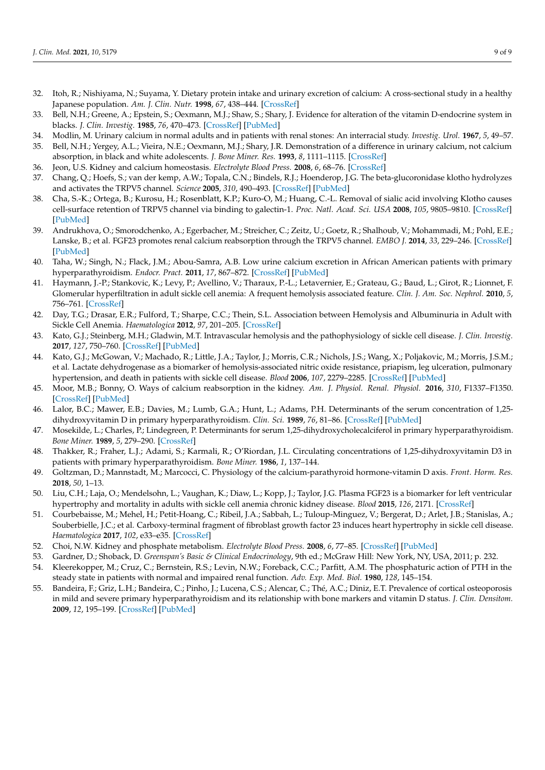32. Itoh, R.; Nishiyama, N.; Suyama, Y. Dietary protein intake and urinary excretion of calcium: A cross-sectional study in a healthy Japanese population. *Am. J. Clin. Nutr.* **1998**, *67*, 438–444. [CrossRef]
33. Bell, N.H.; Greene, A.; Epstein, S.; Oexmann, M.J.; Shaw, S.; Shary, J. Evidence for alteration of the vitamin D-endocrine system in blacks. *J. Clin. Investig.* **1985**, *76*, 470–473. [CrossRef] [PubMed]
34. Modlin, M. Urinary calcium in normal adults and in patients with renal stones: An interracial study. *Investig. Urol.* **1967**, *5*, 49–57.
35. Bell, N.H.; Yergey, A.L.; Vieira, N.E.; Oexmann, M.J.; Shary, J.R. Demonstration of a difference in urinary calcium, not calcium absorption, in black and white adolescents. *J. Bone Miner. Res.* **1993**, *8*, 1111–1115. [CrossRef]
36. Jeon, U.S. Kidney and calcium homeostasis. *Electrolyte Blood Press.* **2008**, *6*, 68–76. [CrossRef]
37. Chang, Q.; Hoefs, S.; van der kemp, A.W.; Topala, C.N.; Bindels, R.J.; Hoenderop, J.G. The beta-glucoronidase klotho hydrolyzes and activates the TRPV5 channel. *Science* **2005**, *310*, 490–493. [CrossRef] [PubMed]
38. Cha, S.-K.; Ortega, B.; Kurosu, H.; Rosenblatt, K.P.; Kuro-O, M.; Huang, C.-L. Removal of sialic acid involving Klotho causes cell-surface retention of TRPV5 channel via binding to galectin-1. *Proc. Natl. Acad. Sci. USA* **2008**, *105*, 9805–9810. [CrossRef] [PubMed]
39. Andrukhova, O.; Smorodchenko, A.; Egerbacher, M.; Streicher, C.; Zeitz, U.; Goetz, R.; Shalhoub, V.; Mohammadi, M.; Pohl, E.E.; Lanske, B.; et al. FGF23 promotes renal calcium reabsorption through the TRPV5 channel. *EMBO J.* **2014**, *33*, 229–246. [CrossRef] [PubMed]
40. Taha, W.; Singh, N.; Flack, J.M.; Abou-Samra, A.B. Low urine calcium excretion in African American patients with primary hyperparathyroidism. *Endocr. Pract.* **2011**, *17*, 867–872. [CrossRef] [PubMed]
41. Haymann, J.-P.; Stankovic, K.; Levy, P.; Avellino, V.; Tharaux, P.-L.; Letavernier, E.; Grateau, G.; Baud, L.; Girot, R.; Lionnet, F. Glomerular hyperfiltration in adult sickle cell anemia: A frequent hemolysis associated feature. *Clin. J. Am. Soc. Nephrol.* **2010**, *5*, 756–761. [CrossRef]
42. Day, T.G.; Drasar, E.R.; Fulford, T.; Sharpe, C.C.; Thein, S.L. Association between Hemolysis and Albuminuria in Adult with Sickle Cell Anemia. *Haematologica* **2012**, *97*, 201–205. [CrossRef]
43. Kato, G.J.; Steinberg, M.H.; Gladwin, M.T. Intravascular hemolysis and the pathophysiology of sickle cell disease. *J. Clin. Investig.* **2017**, *127*, 750–760. [CrossRef] [PubMed]
44. Kato, G.J.; McGowan, V.; Machado, R.; Little, J.A.; Taylor, J.; Morris, C.R.; Nichols, J.S.; Wang, X.; Poljakovic, M.; Morris, J.S.M.; et al. Lactate dehydrogenase as a biomarker of hemolysis-associated nitric oxide resistance, priapism, leg ulceration, pulmonary hypertension, and death in patients with sickle cell disease. *Blood* **2006**, *107*, 2279–2285. [CrossRef] [PubMed]
45. Moor, M.B.; Bonny, O. Ways of calcium reabsorption in the kidney. *Am. J. Physiol. Renal. Physiol.* **2016**, *310*, F1337–F1350. [CrossRef] [PubMed]
46. Lalor, B.C.; Mawer, E.B.; Davies, M.; Lumb, G.A.; Hunt, L.; Adams, P.H. Determinants of the serum concentration of 1,25-dihydroxyvitamin D in primary hyperparathyroidism. *Clin. Sci.* **1989**, *76*, 81–86. [CrossRef] [PubMed]
47. Mosekilde, L.; Charles, P.; Lindegreen, P. Determinants for serum 1,25-dihydroxycholecalciferol in primary hyperparathyroidism. *Bone Miner.* **1989**, *5*, 279–290. [CrossRef]
48. Thakker, R.; Fraher, L.J.; Adami, S.; Karmali, R.; O'Riordan, J.L. Circulating concentrations of 1,25-dihydroxyvitamin D3 in patients with primary hyperparathyroidism. *Bone Miner.* **1986**, *1*, 137–144.
49. Goltzman, D.; Mannstadt, M.; Marcocci, C. Physiology of the calcium-parathyroid hormone-vitamin D axis. *Front. Horm. Res.* **2018**, *50*, 1–13.
50. Liu, C.H.; Laja, O.; Mendelsohn, L.; Vaughan, K.; Diaw, L.; Kopp, J.; Taylor, J.G. Plasma FGF23 is a biomarker for left ventricular hypertrophy and mortality in adults with sickle cell anemia chronic kidney disease. *Blood* **2015**, *126*, 2171. [CrossRef]
51. Courbebaisse, M.; Mehel, H.; Petit-Hoang, C.; Ribeil, J.A.; Sabbah, L.; Tuloup-Minguez, V.; Bergerat, D.; Arlet, J.B.; Stanislas, A.; Souberbielle, J.C.; et al. Carboxy-terminal fragment of fibroblast growth factor 23 induces heart hypertrophy in sickle cell disease. *Haematologica* **2017**, *102*, e33–e35. [CrossRef]
52. Choi, N.W. Kidney and phosphate metabolism. *Electrolyte Blood Press.* **2008**, *6*, 77–85. [CrossRef] [PubMed]
53. Gardner, D.; Shoback, D. *Greenspan's Basic & Clinical Endocrinology*, 9th ed.; McGraw Hill: New York, NY, USA, 2011; p. 232.
54. Kleerekopper, M.; Cruz, C.; Bernstein, R.S.; Levin, N.W.; Foreback, C.C.; Parfitt, A.M. The phosphaturic action of PTH in the steady state in patients with normal and impaired renal function. *Adv. Exp. Med. Biol.* **1980**, *128*, 145–154.
55. Bandeira, F.; Griz, L.H.; Bandeira, C.; Pinho, J.; Lucena, C.S.; Alencar, C.; Thé, A.C.; Diniz, E.T. Prevalence of cortical osteoporosis in mild and severe primary hyperparathyroidism and its relationship with bone markers and vitamin D status. *J. Clin. Densitom.* **2009**, *12*, 195–199. [CrossRef] [PubMed]